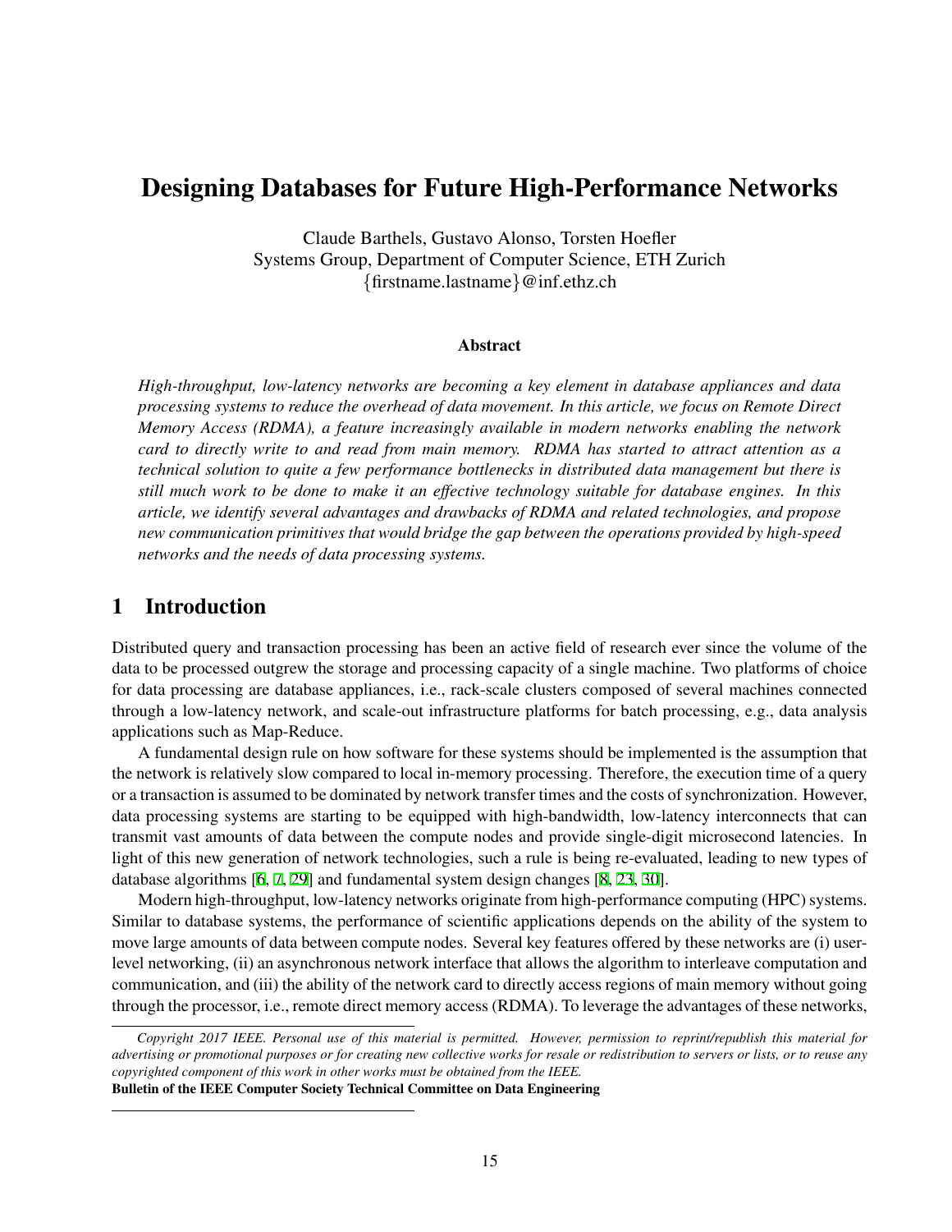# Designing Databases for Future High-Performance Networks

Claude Barthels, Gustavo Alonso, Torsten Hoefler
Systems Group, Department of Computer Science, ETH Zurich
{firstname.lastname}@inf.ethz.ch

### Abstract

*High-throughput, low-latency networks are becoming a key element in database appliances and data processing systems to reduce the overhead of data movement. In this article, we focus on Remote Direct Memory Access (RDMA), a feature increasingly available in modern networks enabling the network card to directly write to and read from main memory. RDMA has started to attract attention as a technical solution to quite a few performance bottlenecks in distributed data management but there is still much work to be done to make it an effective technology suitable for database engines. In this article, we identify several advantages and drawbacks of RDMA and related technologies, and propose new communication primitives that would bridge the gap between the operations provided by high-speed networks and the needs of data processing systems.*

## 1 Introduction

Distributed query and transaction processing has been an active field of research ever since the volume of the data to be processed outgrew the storage and processing capacity of a single machine. Two platforms of choice for data processing are database appliances, i.e., rack-scale clusters composed of several machines connected through a low-latency network, and scale-out infrastructure platforms for batch processing, e.g., data analysis applications such as Map-Reduce.

A fundamental design rule on how software for these systems should be implemented is the assumption that the network is relatively slow compared to local in-memory processing. Therefore, the execution time of a query or a transaction is assumed to be dominated by network transfer times and the costs of synchronization. However, data processing systems are starting to be equipped with high-bandwidth, low-latency interconnects that can transmit vast amounts of data between the compute nodes and provide single-digit microsecond latencies. In light of this new generation of network technologies, such a rule is being re-evaluated, leading to new types of database algorithms [6, 7, 29] and fundamental system design changes [8, 23, 30].

Modern high-throughput, low-latency networks originate from high-performance computing (HPC) systems. Similar to database systems, the performance of scientific applications depends on the ability of the system to move large amounts of data between compute nodes. Several key features offered by these networks are (i) user-level networking, (ii) an asynchronous network interface that allows the algorithm to interleave computation and communication, and (iii) the ability of the network card to directly access regions of main memory without going through the processor, i.e., remote direct memory access (RDMA). To leverage the advantages of these networks,

*Copyright 2017 IEEE. Personal use of this material is permitted. However, permission to reprint/republish this material for advertising or promotional purposes or for creating new collective works for resale or redistribution to servers or lists, or to reuse any copyrighted component of this work in other works must be obtained from the IEEE.*
**Bulletin of the IEEE Computer Society Technical Committee on Data Engineering**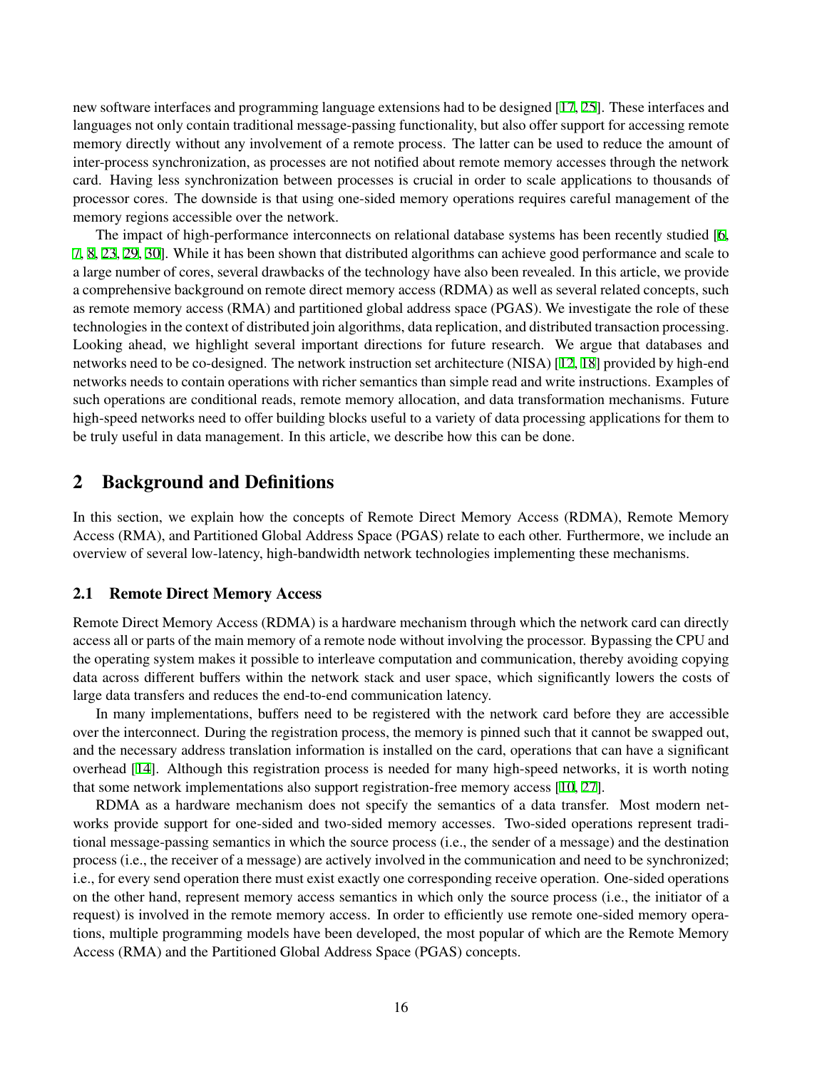new software interfaces and programming language extensions had to be designed [17, 25]. These interfaces and languages not only contain traditional message-passing functionality, but also offer support for accessing remote memory directly without any involvement of a remote process. The latter can be used to reduce the amount of inter-process synchronization, as processes are not notified about remote memory accesses through the network card. Having less synchronization between processes is crucial in order to scale applications to thousands of processor cores. The downside is that using one-sided memory operations requires careful management of the memory regions accessible over the network.

The impact of high-performance interconnects on relational database systems has been recently studied [6, 7, 8, 23, 29, 30]. While it has been shown that distributed algorithms can achieve good performance and scale to a large number of cores, several drawbacks of the technology have also been revealed. In this article, we provide a comprehensive background on remote direct memory access (RDMA) as well as several related concepts, such as remote memory access (RMA) and partitioned global address space (PGAS). We investigate the role of these technologies in the context of distributed join algorithms, data replication, and distributed transaction processing. Looking ahead, we highlight several important directions for future research. We argue that databases and networks need to be co-designed. The network instruction set architecture (NISA) [12, 18] provided by high-end networks needs to contain operations with richer semantics than simple read and write instructions. Examples of such operations are conditional reads, remote memory allocation, and data transformation mechanisms. Future high-speed networks need to offer building blocks useful to a variety of data processing applications for them to be truly useful in data management. In this article, we describe how this can be done.

## 2 Background and Definitions

In this section, we explain how the concepts of Remote Direct Memory Access (RDMA), Remote Memory Access (RMA), and Partitioned Global Address Space (PGAS) relate to each other. Furthermore, we include an overview of several low-latency, high-bandwidth network technologies implementing these mechanisms.

### 2.1 Remote Direct Memory Access

Remote Direct Memory Access (RDMA) is a hardware mechanism through which the network card can directly access all or parts of the main memory of a remote node without involving the processor. Bypassing the CPU and the operating system makes it possible to interleave computation and communication, thereby avoiding copying data across different buffers within the network stack and user space, which significantly lowers the costs of large data transfers and reduces the end-to-end communication latency.

In many implementations, buffers need to be registered with the network card before they are accessible over the interconnect. During the registration process, the memory is pinned such that it cannot be swapped out, and the necessary address translation information is installed on the card, operations that can have a significant overhead [14]. Although this registration process is needed for many high-speed networks, it is worth noting that some network implementations also support registration-free memory access [10, 27].

RDMA as a hardware mechanism does not specify the semantics of a data transfer. Most modern networks provide support for one-sided and two-sided memory accesses. Two-sided operations represent traditional message-passing semantics in which the source process (i.e., the sender of a message) and the destination process (i.e., the receiver of a message) are actively involved in the communication and need to be synchronized; i.e., for every send operation there must exist exactly one corresponding receive operation. One-sided operations on the other hand, represent memory access semantics in which only the source process (i.e., the initiator of a request) is involved in the remote memory access. In order to efficiently use remote one-sided memory operations, multiple programming models have been developed, the most popular of which are the Remote Memory Access (RMA) and the Partitioned Global Address Space (PGAS) concepts.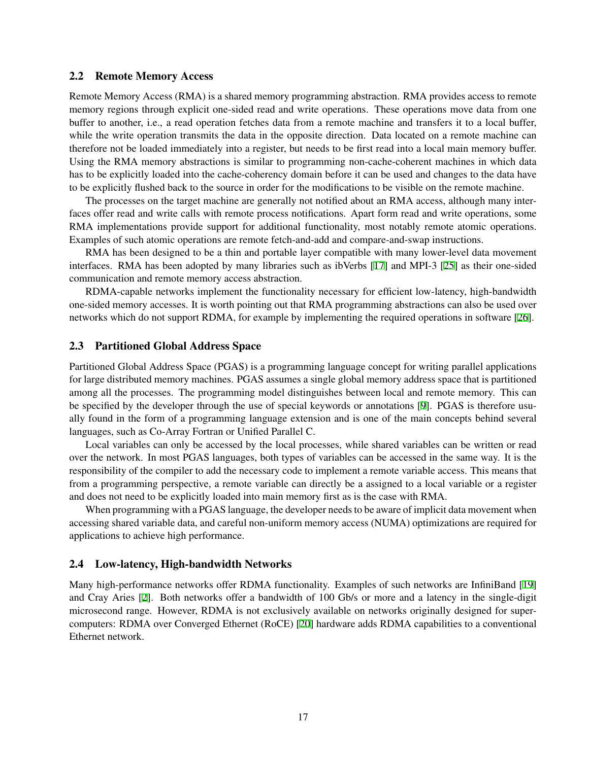## 2.2 Remote Memory Access

Remote Memory Access (RMA) is a shared memory programming abstraction. RMA provides access to remote memory regions through explicit one-sided read and write operations. These operations move data from one buffer to another, i.e., a read operation fetches data from a remote machine and transfers it to a local buffer, while the write operation transmits the data in the opposite direction. Data located on a remote machine can therefore not be loaded immediately into a register, but needs to be first read into a local main memory buffer. Using the RMA memory abstractions is similar to programming non-cache-coherent machines in which data has to be explicitly loaded into the cache-coherency domain before it can be used and changes to the data have to be explicitly flushed back to the source in order for the modifications to be visible on the remote machine.

The processes on the target machine are generally not notified about an RMA access, although many interfaces offer read and write calls with remote process notifications. Apart form read and write operations, some RMA implementations provide support for additional functionality, most notably remote atomic operations. Examples of such atomic operations are remote fetch-and-add and compare-and-swap instructions.

RMA has been designed to be a thin and portable layer compatible with many lower-level data movement interfaces. RMA has been adopted by many libraries such as ibVerbs [17] and MPI-3 [25] as their one-sided communication and remote memory access abstraction.

RDMA-capable networks implement the functionality necessary for efficient low-latency, high-bandwidth one-sided memory accesses. It is worth pointing out that RMA programming abstractions can also be used over networks which do not support RDMA, for example by implementing the required operations in software [26].

## 2.3 Partitioned Global Address Space

Partitioned Global Address Space (PGAS) is a programming language concept for writing parallel applications for large distributed memory machines. PGAS assumes a single global memory address space that is partitioned among all the processes. The programming model distinguishes between local and remote memory. This can be specified by the developer through the use of special keywords or annotations [9]. PGAS is therefore usually found in the form of a programming language extension and is one of the main concepts behind several languages, such as Co-Array Fortran or Unified Parallel C.

Local variables can only be accessed by the local processes, while shared variables can be written or read over the network. In most PGAS languages, both types of variables can be accessed in the same way. It is the responsibility of the compiler to add the necessary code to implement a remote variable access. This means that from a programming perspective, a remote variable can directly be a assigned to a local variable or a register and does not need to be explicitly loaded into main memory first as is the case with RMA.

When programming with a PGAS language, the developer needs to be aware of implicit data movement when accessing shared variable data, and careful non-uniform memory access (NUMA) optimizations are required for applications to achieve high performance.

## 2.4 Low-latency, High-bandwidth Networks

Many high-performance networks offer RDMA functionality. Examples of such networks are InfiniBand [19] and Cray Aries [2]. Both networks offer a bandwidth of 100 Gb/s or more and a latency in the single-digit microsecond range. However, RDMA is not exclusively available on networks originally designed for supercomputers: RDMA over Converged Ethernet (RoCE) [20] hardware adds RDMA capabilities to a conventional Ethernet network.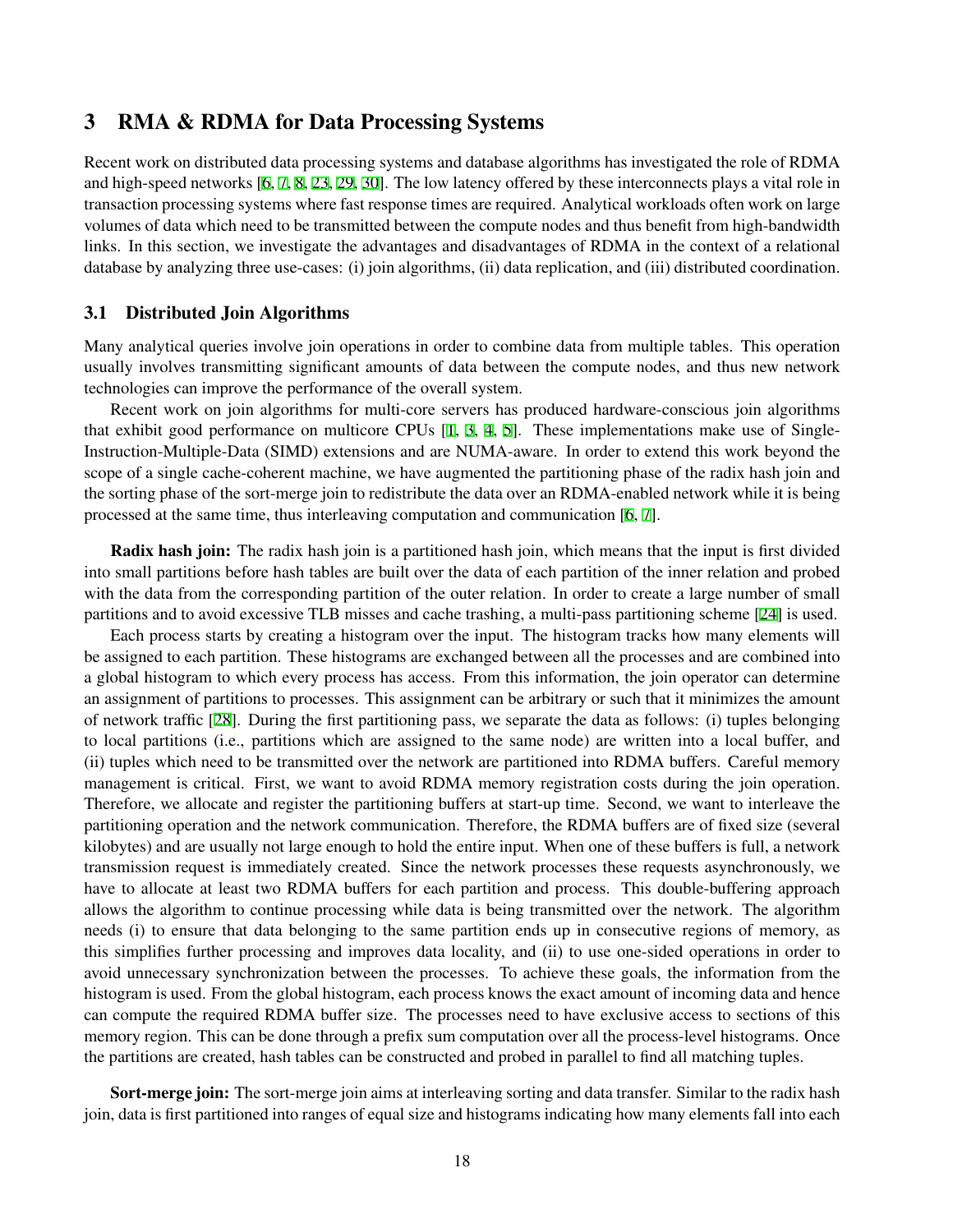# 3 RMA & RDMA for Data Processing Systems

Recent work on distributed data processing systems and database algorithms has investigated the role of RDMA and high-speed networks [6, 7, 8, 23, 29, 30]. The low latency offered by these interconnects plays a vital role in transaction processing systems where fast response times are required. Analytical workloads often work on large volumes of data which need to be transmitted between the compute nodes and thus benefit from high-bandwidth links. In this section, we investigate the advantages and disadvantages of RDMA in the context of a relational database by analyzing three use-cases: (i) join algorithms, (ii) data replication, and (iii) distributed coordination.

## 3.1 Distributed Join Algorithms

Many analytical queries involve join operations in order to combine data from multiple tables. This operation usually involves transmitting significant amounts of data between the compute nodes, and thus new network technologies can improve the performance of the overall system.

Recent work on join algorithms for multi-core servers has produced hardware-conscious join algorithms that exhibit good performance on multicore CPUs [1, 3, 4, 5]. These implementations make use of Single-Instruction-Multiple-Data (SIMD) extensions and are NUMA-aware. In order to extend this work beyond the scope of a single cache-coherent machine, we have augmented the partitioning phase of the radix hash join and the sorting phase of the sort-merge join to redistribute the data over an RDMA-enabled network while it is being processed at the same time, thus interleaving computation and communication [6, 7].

**Radix hash join:** The radix hash join is a partitioned hash join, which means that the input is first divided into small partitions before hash tables are built over the data of each partition of the inner relation and probed with the data from the corresponding partition of the outer relation. In order to create a large number of small partitions and to avoid excessive TLB misses and cache trashing, a multi-pass partitioning scheme [24] is used.

Each process starts by creating a histogram over the input. The histogram tracks how many elements will be assigned to each partition. These histograms are exchanged between all the processes and are combined into a global histogram to which every process has access. From this information, the join operator can determine an assignment of partitions to processes. This assignment can be arbitrary or such that it minimizes the amount of network traffic [28]. During the first partitioning pass, we separate the data as follows: (i) tuples belonging to local partitions (i.e., partitions which are assigned to the same node) are written into a local buffer, and (ii) tuples which need to be transmitted over the network are partitioned into RDMA buffers. Careful memory management is critical. First, we want to avoid RDMA memory registration costs during the join operation. Therefore, we allocate and register the partitioning buffers at start-up time. Second, we want to interleave the partitioning operation and the network communication. Therefore, the RDMA buffers are of fixed size (several kilobytes) and are usually not large enough to hold the entire input. When one of these buffers is full, a network transmission request is immediately created. Since the network processes these requests asynchronously, we have to allocate at least two RDMA buffers for each partition and process. This double-buffering approach allows the algorithm to continue processing while data is being transmitted over the network. The algorithm needs (i) to ensure that data belonging to the same partition ends up in consecutive regions of memory, as this simplifies further processing and improves data locality, and (ii) to use one-sided operations in order to avoid unnecessary synchronization between the processes. To achieve these goals, the information from the histogram is used. From the global histogram, each process knows the exact amount of incoming data and hence can compute the required RDMA buffer size. The processes need to have exclusive access to sections of this memory region. This can be done through a prefix sum computation over all the process-level histograms. Once the partitions are created, hash tables can be constructed and probed in parallel to find all matching tuples.

**Sort-merge join:** The sort-merge join aims at interleaving sorting and data transfer. Similar to the radix hash join, data is first partitioned into ranges of equal size and histograms indicating how many elements fall into each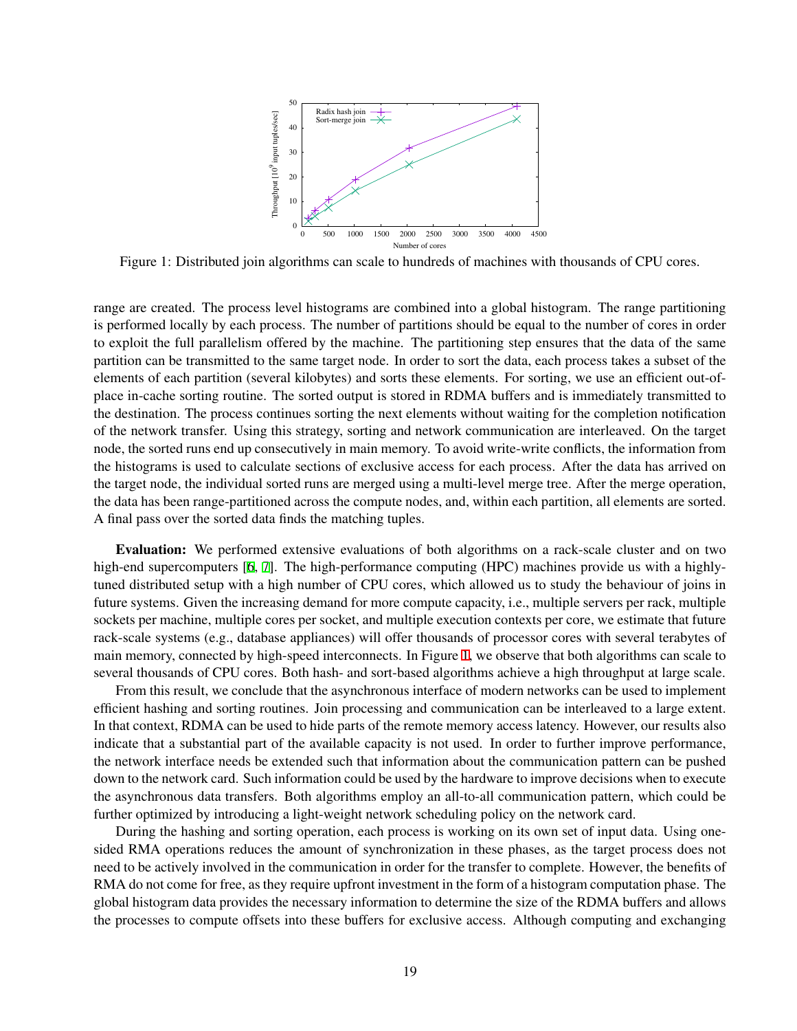Figure 1: Distributed join algorithms can scale to hundreds of machines with thousands of CPU cores.

range are created. The process level histograms are combined into a global histogram. The range partitioning is performed locally by each process. The number of partitions should be equal to the number of cores in order to exploit the full parallelism offered by the machine. The partitioning step ensures that the data of the same partition can be transmitted to the same target node. In order to sort the data, each process takes a subset of the elements of each partition (several kilobytes) and sorts these elements. For sorting, we use an efficient out-of-place in-cache sorting routine. The sorted output is stored in RDMA buffers and is immediately transmitted to the destination. The process continues sorting the next elements without waiting for the completion notification of the network transfer. Using this strategy, sorting and network communication are interleaved. On the target node, the sorted runs end up consecutively in main memory. To avoid write-write conflicts, the information from the histograms is used to calculate sections of exclusive access for each process. After the data has arrived on the target node, the individual sorted runs are merged using a multi-level merge tree. After the merge operation, the data has been range-partitioned across the compute nodes, and, within each partition, all elements are sorted. A final pass over the sorted data finds the matching tuples.

**Evaluation:** We performed extensive evaluations of both algorithms on a rack-scale cluster and on two high-end supercomputers [6, 7]. The high-performance computing (HPC) machines provide us with a highly-tuned distributed setup with a high number of CPU cores, which allowed us to study the behaviour of joins in future systems. Given the increasing demand for more compute capacity, i.e., multiple servers per rack, multiple sockets per machine, multiple cores per socket, and multiple execution contexts per core, we estimate that future rack-scale systems (e.g., database appliances) will offer thousands of processor cores with several terabytes of main memory, connected by high-speed interconnects. In Figure 1, we observe that both algorithms can scale to several thousands of CPU cores. Both hash- and sort-based algorithms achieve a high throughput at large scale.

From this result, we conclude that the asynchronous interface of modern networks can be used to implement efficient hashing and sorting routines. Join processing and communication can be interleaved to a large extent. In that context, RDMA can be used to hide parts of the remote memory access latency. However, our results also indicate that a substantial part of the available capacity is not used. In order to further improve performance, the network interface needs be extended such that information about the communication pattern can be pushed down to the network card. Such information could be used by the hardware to improve decisions when to execute the asynchronous data transfers. Both algorithms employ an all-to-all communication pattern, which could be further optimized by introducing a light-weight network scheduling policy on the network card.

During the hashing and sorting operation, each process is working on its own set of input data. Using one-sided RMA operations reduces the amount of synchronization in these phases, as the target process does not need to be actively involved in the communication in order for the transfer to complete. However, the benefits of RMA do not come for free, as they require upfront investment in the form of a histogram computation phase. The global histogram data provides the necessary information to determine the size of the RDMA buffers and allows the processes to compute offsets into these buffers for exclusive access. Although computing and exchanging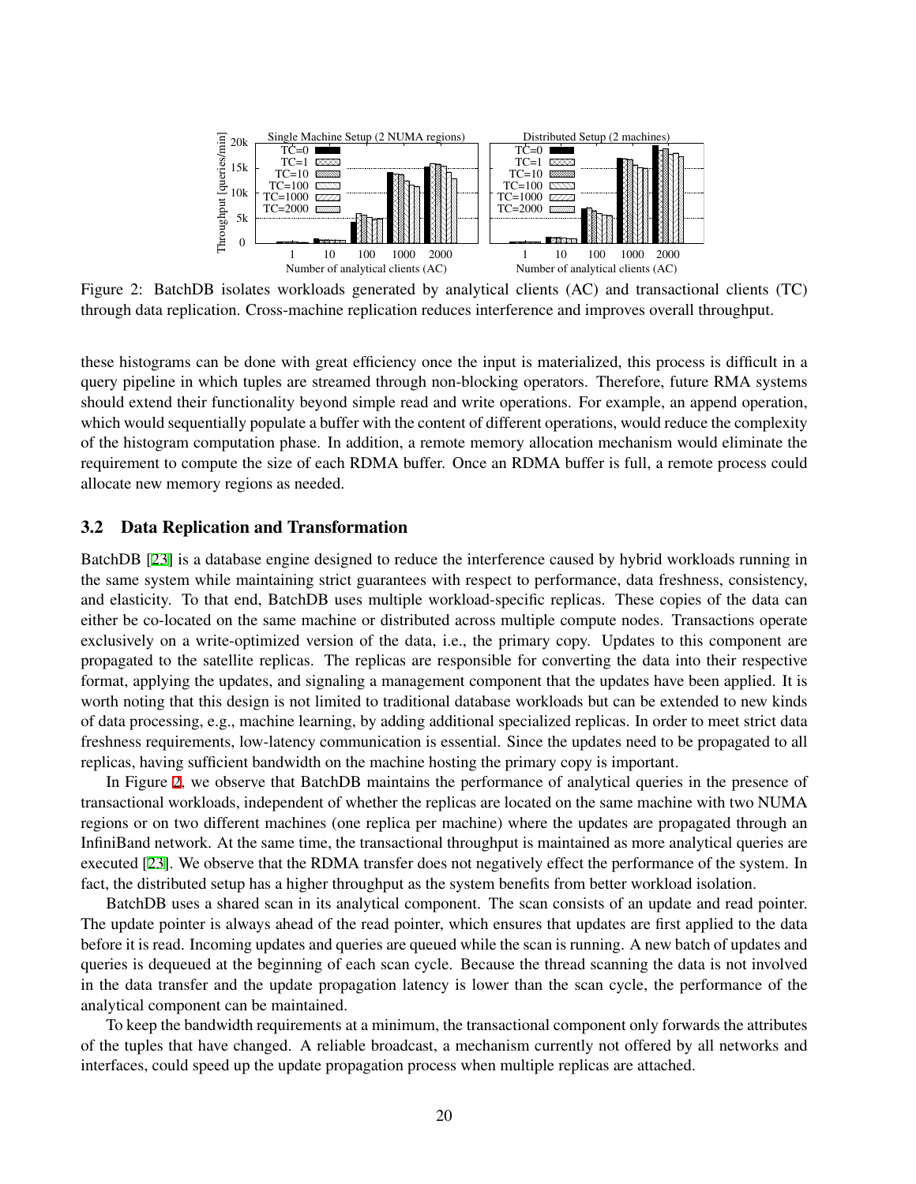Figure 2: BatchDB isolates workloads generated by analytical clients (AC) and transactional clients (TC) through data replication. Cross-machine replication reduces interference and improves overall throughput.

these histograms can be done with great efficiency once the input is materialized, this process is difficult in a query pipeline in which tuples are streamed through non-blocking operators. Therefore, future RMA systems should extend their functionality beyond simple read and write operations. For example, an append operation, which would sequentially populate a buffer with the content of different operations, would reduce the complexity of the histogram computation phase. In addition, a remote memory allocation mechanism would eliminate the requirement to compute the size of each RDMA buffer. Once an RDMA buffer is full, a remote process could allocate new memory regions as needed.

### 3.2 Data Replication and Transformation

BatchDB [23] is a database engine designed to reduce the interference caused by hybrid workloads running in the same system while maintaining strict guarantees with respect to performance, data freshness, consistency, and elasticity. To that end, BatchDB uses multiple workload-specific replicas. These copies of the data can either be co-located on the same machine or distributed across multiple compute nodes. Transactions operate exclusively on a write-optimized version of the data, i.e., the primary copy. Updates to this component are propagated to the satellite replicas. The replicas are responsible for converting the data into their respective format, applying the updates, and signaling a management component that the updates have been applied. It is worth noting that this design is not limited to traditional database workloads but can be extended to new kinds of data processing, e.g., machine learning, by adding additional specialized replicas. In order to meet strict data freshness requirements, low-latency communication is essential. Since the updates need to be propagated to all replicas, having sufficient bandwidth on the machine hosting the primary copy is important.

In Figure 2, we observe that BatchDB maintains the performance of analytical queries in the presence of transactional workloads, independent of whether the replicas are located on the same machine with two NUMA regions or on two different machines (one replica per machine) where the updates are propagated through an InfiniBand network. At the same time, the transactional throughput is maintained as more analytical queries are executed [23]. We observe that the RDMA transfer does not negatively effect the performance of the system. In fact, the distributed setup has a higher throughput as the system benefits from better workload isolation.

BatchDB uses a shared scan in its analytical component. The scan consists of an update and read pointer. The update pointer is always ahead of the read pointer, which ensures that updates are first applied to the data before it is read. Incoming updates and queries are queued while the scan is running. A new batch of updates and queries is dequeued at the beginning of each scan cycle. Because the thread scanning the data is not involved in the data transfer and the update propagation latency is lower than the scan cycle, the performance of the analytical component can be maintained.

To keep the bandwidth requirements at a minimum, the transactional component only forwards the attributes of the tuples that have changed. A reliable broadcast, a mechanism currently not offered by all networks and interfaces, could speed up the update propagation process when multiple replicas are attached.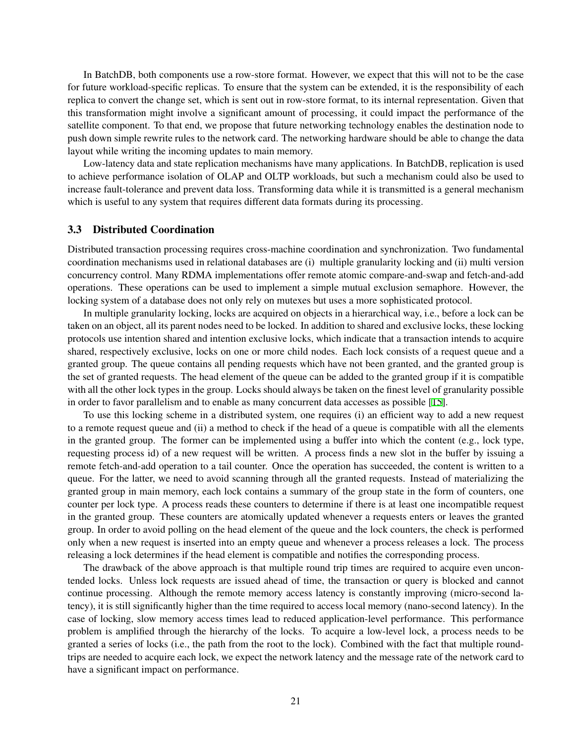In BatchDB, both components use a row-store format. However, we expect that this will not to be the case for future workload-specific replicas. To ensure that the system can be extended, it is the responsibility of each replica to convert the change set, which is sent out in row-store format, to its internal representation. Given that this transformation might involve a significant amount of processing, it could impact the performance of the satellite component. To that end, we propose that future networking technology enables the destination node to push down simple rewrite rules to the network card. The networking hardware should be able to change the data layout while writing the incoming updates to main memory.

Low-latency data and state replication mechanisms have many applications. In BatchDB, replication is used to achieve performance isolation of OLAP and OLTP workloads, but such a mechanism could also be used to increase fault-tolerance and prevent data loss. Transforming data while it is transmitted is a general mechanism which is useful to any system that requires different data formats during its processing.

### 3.3 Distributed Coordination

Distributed transaction processing requires cross-machine coordination and synchronization. Two fundamental coordination mechanisms used in relational databases are (i) multiple granularity locking and (ii) multi version concurrency control. Many RDMA implementations offer remote atomic compare-and-swap and fetch-and-add operations. These operations can be used to implement a simple mutual exclusion semaphore. However, the locking system of a database does not only rely on mutexes but uses a more sophisticated protocol.

In multiple granularity locking, locks are acquired on objects in a hierarchical way, i.e., before a lock can be taken on an object, all its parent nodes need to be locked. In addition to shared and exclusive locks, these locking protocols use intention shared and intention exclusive locks, which indicate that a transaction intends to acquire shared, respectively exclusive, locks on one or more child nodes. Each lock consists of a request queue and a granted group. The queue contains all pending requests which have not been granted, and the granted group is the set of granted requests. The head element of the queue can be added to the granted group if it is compatible with all the other lock types in the group. Locks should always be taken on the finest level of granularity possible in order to favor parallelism and to enable as many concurrent data accesses as possible [15].

To use this locking scheme in a distributed system, one requires (i) an efficient way to add a new request to a remote request queue and (ii) a method to check if the head of a queue is compatible with all the elements in the granted group. The former can be implemented using a buffer into which the content (e.g., lock type, requesting process id) of a new request will be written. A process finds a new slot in the buffer by issuing a remote fetch-and-add operation to a tail counter. Once the operation has succeeded, the content is written to a queue. For the latter, we need to avoid scanning through all the granted requests. Instead of materializing the granted group in main memory, each lock contains a summary of the group state in the form of counters, one counter per lock type. A process reads these counters to determine if there is at least one incompatible request in the granted group. These counters are atomically updated whenever a requests enters or leaves the granted group. In order to avoid polling on the head element of the queue and the lock counters, the check is performed only when a new request is inserted into an empty queue and whenever a process releases a lock. The process releasing a lock determines if the head element is compatible and notifies the corresponding process.

The drawback of the above approach is that multiple round trip times are required to acquire even uncontended locks. Unless lock requests are issued ahead of time, the transaction or query is blocked and cannot continue processing. Although the remote memory access latency is constantly improving (micro-second latency), it is still significantly higher than the time required to access local memory (nano-second latency). In the case of locking, slow memory access times lead to reduced application-level performance. This performance problem is amplified through the hierarchy of the locks. To acquire a low-level lock, a process needs to be granted a series of locks (i.e., the path from the root to the lock). Combined with the fact that multiple round-trips are needed to acquire each lock, we expect the network latency and the message rate of the network card to have a significant impact on performance.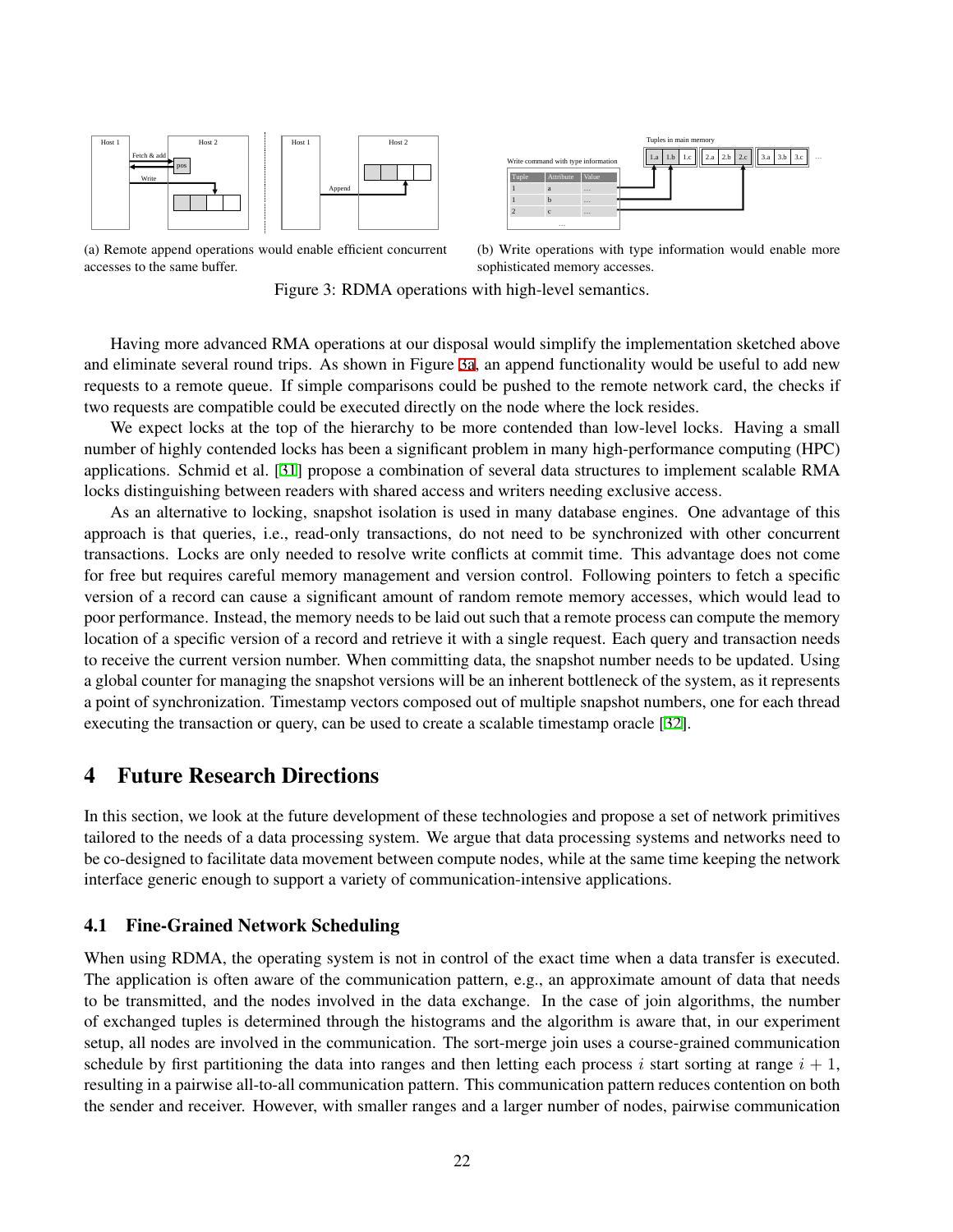(a) Remote append operations would enable efficient concurrent accesses to the same buffer.

(b) Write operations with type information would enable more sophisticated memory accesses.

Figure 3: RDMA operations with high-level semantics.

Having more advanced RMA operations at our disposal would simplify the implementation sketched above and eliminate several round trips. As shown in Figure 3a, an append functionality would be useful to add new requests to a remote queue. If simple comparisons could be pushed to the remote network card, the checks if two requests are compatible could be executed directly on the node where the lock resides.

We expect locks at the top of the hierarchy to be more contended than low-level locks. Having a small number of highly contended locks has been a significant problem in many high-performance computing (HPC) applications. Schmid et al. [31] propose a combination of several data structures to implement scalable RMA locks distinguishing between readers with shared access and writers needing exclusive access.

As an alternative to locking, snapshot isolation is used in many database engines. One advantage of this approach is that queries, i.e., read-only transactions, do not need to be synchronized with other concurrent transactions. Locks are only needed to resolve write conflicts at commit time. This advantage does not come for free but requires careful memory management and version control. Following pointers to fetch a specific version of a record can cause a significant amount of random remote memory accesses, which would lead to poor performance. Instead, the memory needs to be laid out such that a remote process can compute the memory location of a specific version of a record and retrieve it with a single request. Each query and transaction needs to receive the current version number. When committing data, the snapshot number needs to be updated. Using a global counter for managing the snapshot versions will be an inherent bottleneck of the system, as it represents a point of synchronization. Timestamp vectors composed out of multiple snapshot numbers, one for each thread executing the transaction or query, can be used to create a scalable timestamp oracle [32].

# 4 Future Research Directions

In this section, we look at the future development of these technologies and propose a set of network primitives tailored to the needs of a data processing system. We argue that data processing systems and networks need to be co-designed to facilitate data movement between compute nodes, while at the same time keeping the network interface generic enough to support a variety of communication-intensive applications.

## 4.1 Fine-Grained Network Scheduling

When using RDMA, the operating system is not in control of the exact time when a data transfer is executed. The application is often aware of the communication pattern, e.g., an approximate amount of data that needs to be transmitted, and the nodes involved in the data exchange. In the case of join algorithms, the number of exchanged tuples is determined through the histograms and the algorithm is aware that, in our experiment setup, all nodes are involved in the communication. The sort-merge join uses a course-grained communication schedule by first partitioning the data into ranges and then letting each process $i$ start sorting at range $i + 1$, resulting in a pairwise all-to-all communication pattern. This communication pattern reduces contention on both the sender and receiver. However, with smaller ranges and a larger number of nodes, pairwise communication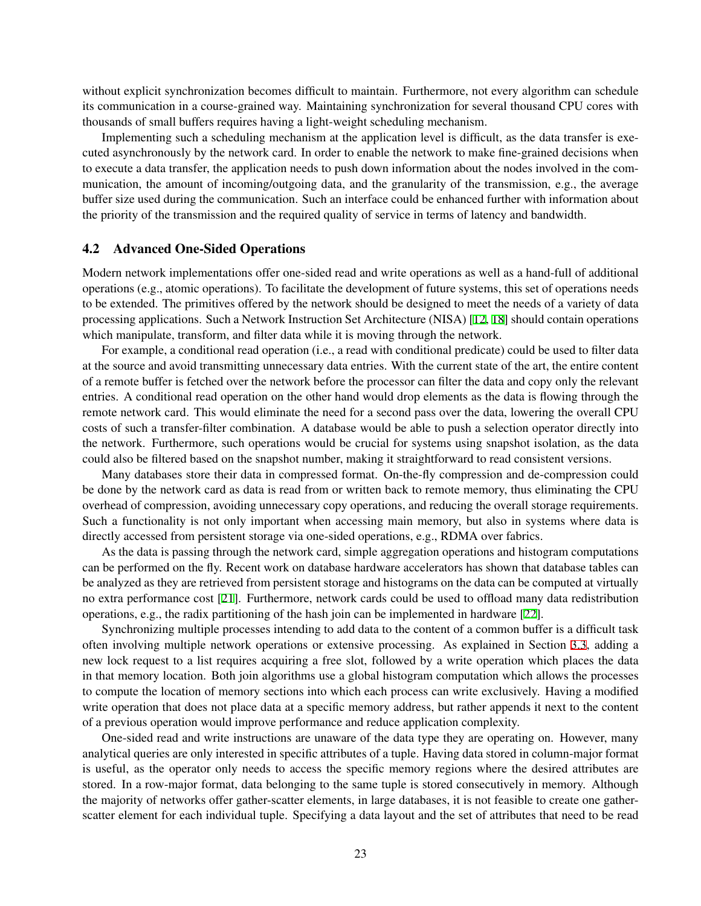without explicit synchronization becomes difficult to maintain. Furthermore, not every algorithm can schedule its communication in a course-grained way. Maintaining synchronization for several thousand CPU cores with thousands of small buffers requires having a light-weight scheduling mechanism.

Implementing such a scheduling mechanism at the application level is difficult, as the data transfer is executed asynchronously by the network card. In order to enable the network to make fine-grained decisions when to execute a data transfer, the application needs to push down information about the nodes involved in the communication, the amount of incoming/outgoing data, and the granularity of the transmission, e.g., the average buffer size used during the communication. Such an interface could be enhanced further with information about the priority of the transmission and the required quality of service in terms of latency and bandwidth.

### 4.2 Advanced One-Sided Operations

Modern network implementations offer one-sided read and write operations as well as a hand-full of additional operations (e.g., atomic operations). To facilitate the development of future systems, this set of operations needs to be extended. The primitives offered by the network should be designed to meet the needs of a variety of data processing applications. Such a Network Instruction Set Architecture (NISA) [12, 18] should contain operations which manipulate, transform, and filter data while it is moving through the network.

For example, a conditional read operation (i.e., a read with conditional predicate) could be used to filter data at the source and avoid transmitting unnecessary data entries. With the current state of the art, the entire content of a remote buffer is fetched over the network before the processor can filter the data and copy only the relevant entries. A conditional read operation on the other hand would drop elements as the data is flowing through the remote network card. This would eliminate the need for a second pass over the data, lowering the overall CPU costs of such a transfer-filter combination. A database would be able to push a selection operator directly into the network. Furthermore, such operations would be crucial for systems using snapshot isolation, as the data could also be filtered based on the snapshot number, making it straightforward to read consistent versions.

Many databases store their data in compressed format. On-the-fly compression and de-compression could be done by the network card as data is read from or written back to remote memory, thus eliminating the CPU overhead of compression, avoiding unnecessary copy operations, and reducing the overall storage requirements. Such a functionality is not only important when accessing main memory, but also in systems where data is directly accessed from persistent storage via one-sided operations, e.g., RDMA over fabrics.

As the data is passing through the network card, simple aggregation operations and histogram computations can be performed on the fly. Recent work on database hardware accelerators has shown that database tables can be analyzed as they are retrieved from persistent storage and histograms on the data can be computed at virtually no extra performance cost [21]. Furthermore, network cards could be used to offload many data redistribution operations, e.g., the radix partitioning of the hash join can be implemented in hardware [22].

Synchronizing multiple processes intending to add data to the content of a common buffer is a difficult task often involving multiple network operations or extensive processing. As explained in Section 3.3, adding a new lock request to a list requires acquiring a free slot, followed by a write operation which places the data in that memory location. Both join algorithms use a global histogram computation which allows the processes to compute the location of memory sections into which each process can write exclusively. Having a modified write operation that does not place data at a specific memory address, but rather appends it next to the content of a previous operation would improve performance and reduce application complexity.

One-sided read and write instructions are unaware of the data type they are operating on. However, many analytical queries are only interested in specific attributes of a tuple. Having data stored in column-major format is useful, as the operator only needs to access the specific memory regions where the desired attributes are stored. In a row-major format, data belonging to the same tuple is stored consecutively in memory. Although the majority of networks offer gather-scatter elements, in large databases, it is not feasible to create one gather-scatter element for each individual tuple. Specifying a data layout and the set of attributes that need to be read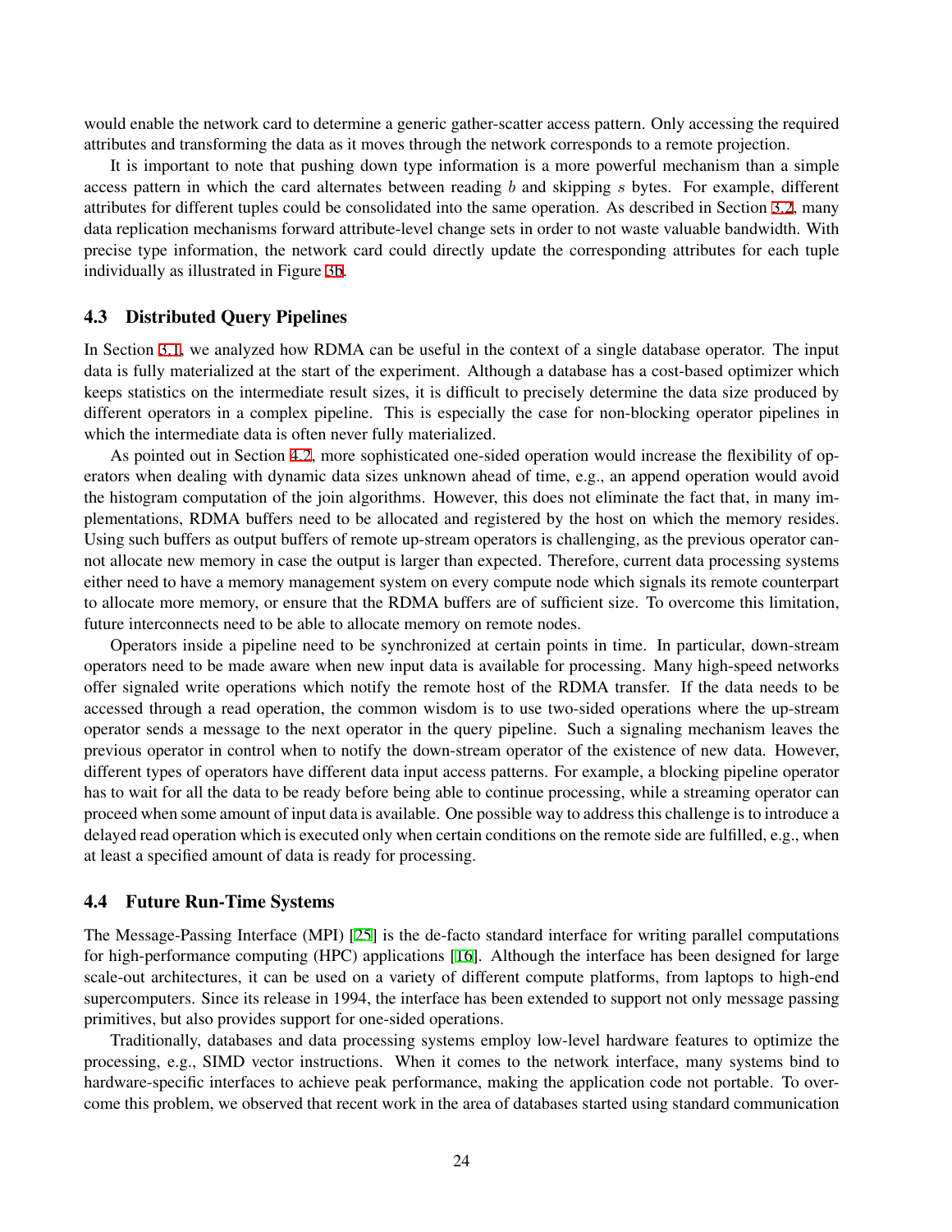would enable the network card to determine a generic gather-scatter access pattern. Only accessing the required attributes and transforming the data as it moves through the network corresponds to a remote projection.

It is important to note that pushing down type information is a more powerful mechanism than a simple access pattern in which the card alternates between reading $b$ and skipping $s$ bytes. For example, different attributes for different tuples could be consolidated into the same operation. As described in Section 3.2, many data replication mechanisms forward attribute-level change sets in order to not waste valuable bandwidth. With precise type information, the network card could directly update the corresponding attributes for each tuple individually as illustrated in Figure 3b.

### 4.3 Distributed Query Pipelines

In Section 3.1, we analyzed how RDMA can be useful in the context of a single database operator. The input data is fully materialized at the start of the experiment. Although a database has a cost-based optimizer which keeps statistics on the intermediate result sizes, it is difficult to precisely determine the data size produced by different operators in a complex pipeline. This is especially the case for non-blocking operator pipelines in which the intermediate data is often never fully materialized.

As pointed out in Section 4.2, more sophisticated one-sided operation would increase the flexibility of operators when dealing with dynamic data sizes unknown ahead of time, e.g., an append operation would avoid the histogram computation of the join algorithms. However, this does not eliminate the fact that, in many implementations, RDMA buffers need to be allocated and registered by the host on which the memory resides. Using such buffers as output buffers of remote up-stream operators is challenging, as the previous operator cannot allocate new memory in case the output is larger than expected. Therefore, current data processing systems either need to have a memory management system on every compute node which signals its remote counterpart to allocate more memory, or ensure that the RDMA buffers are of sufficient size. To overcome this limitation, future interconnects need to be able to allocate memory on remote nodes.

Operators inside a pipeline need to be synchronized at certain points in time. In particular, down-stream operators need to be made aware when new input data is available for processing. Many high-speed networks offer signaled write operations which notify the remote host of the RDMA transfer. If the data needs to be accessed through a read operation, the common wisdom is to use two-sided operations where the up-stream operator sends a message to the next operator in the query pipeline. Such a signaling mechanism leaves the previous operator in control when to notify the down-stream operator of the existence of new data. However, different types of operators have different data input access patterns. For example, a blocking pipeline operator has to wait for all the data to be ready before being able to continue processing, while a streaming operator can proceed when some amount of input data is available. One possible way to address this challenge is to introduce a delayed read operation which is executed only when certain conditions on the remote side are fulfilled, e.g., when at least a specified amount of data is ready for processing.

### 4.4 Future Run-Time Systems

The Message-Passing Interface (MPI) [25] is the de-facto standard interface for writing parallel computations for high-performance computing (HPC) applications [16]. Although the interface has been designed for large scale-out architectures, it can be used on a variety of different compute platforms, from laptops to high-end supercomputers. Since its release in 1994, the interface has been extended to support not only message passing primitives, but also provides support for one-sided operations.

Traditionally, databases and data processing systems employ low-level hardware features to optimize the processing, e.g., SIMD vector instructions. When it comes to the network interface, many systems bind to hardware-specific interfaces to achieve peak performance, making the application code not portable. To overcome this problem, we observed that recent work in the area of databases started using standard communication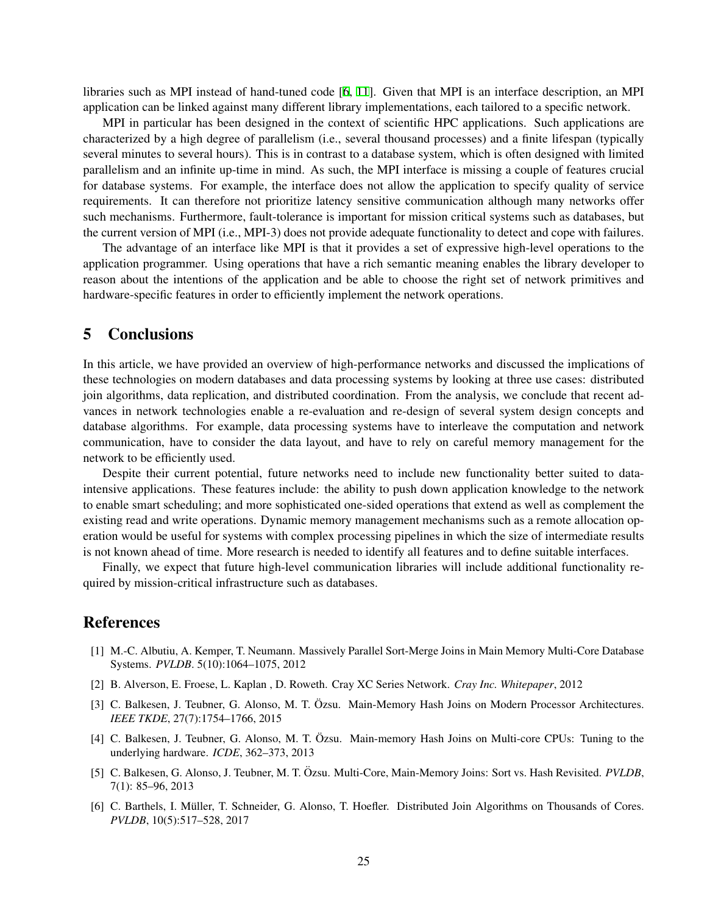libraries such as MPI instead of hand-tuned code [6, 11]. Given that MPI is an interface description, an MPI application can be linked against many different library implementations, each tailored to a specific network.

MPI in particular has been designed in the context of scientific HPC applications. Such applications are characterized by a high degree of parallelism (i.e., several thousand processes) and a finite lifespan (typically several minutes to several hours). This is in contrast to a database system, which is often designed with limited parallelism and an infinite up-time in mind. As such, the MPI interface is missing a couple of features crucial for database systems. For example, the interface does not allow the application to specify quality of service requirements. It can therefore not prioritize latency sensitive communication although many networks offer such mechanisms. Furthermore, fault-tolerance is important for mission critical systems such as databases, but the current version of MPI (i.e., MPI-3) does not provide adequate functionality to detect and cope with failures.

The advantage of an interface like MPI is that it provides a set of expressive high-level operations to the application programmer. Using operations that have a rich semantic meaning enables the library developer to reason about the intentions of the application and be able to choose the right set of network primitives and hardware-specific features in order to efficiently implement the network operations.

## 5 Conclusions

In this article, we have provided an overview of high-performance networks and discussed the implications of these technologies on modern databases and data processing systems by looking at three use cases: distributed join algorithms, data replication, and distributed coordination. From the analysis, we conclude that recent advances in network technologies enable a re-evaluation and re-design of several system design concepts and database algorithms. For example, data processing systems have to interleave the computation and network communication, have to consider the data layout, and have to rely on careful memory management for the network to be efficiently used.

Despite their current potential, future networks need to include new functionality better suited to data-intensive applications. These features include: the ability to push down application knowledge to the network to enable smart scheduling; and more sophisticated one-sided operations that extend as well as complement the existing read and write operations. Dynamic memory management mechanisms such as a remote allocation operation would be useful for systems with complex processing pipelines in which the size of intermediate results is not known ahead of time. More research is needed to identify all features and to define suitable interfaces.

Finally, we expect that future high-level communication libraries will include additional functionality required by mission-critical infrastructure such as databases.

## References

[1] M.-C. Albutiu, A. Kemper, T. Neumann. Massively Parallel Sort-Merge Joins in Main Memory Multi-Core Database Systems. *PVLDB*. 5(10):1064–1075, 2012

[2] B. Alverson, E. Froese, L. Kaplan , D. Roweth. Cray XC Series Network. *Cray Inc. Whitepaper*, 2012

[3] C. Balkesen, J. Teubner, G. Alonso, M. T. Özsu. Main-Memory Hash Joins on Modern Processor Architectures. *IEEE TKDE*, 27(7):1754–1766, 2015

[4] C. Balkesen, J. Teubner, G. Alonso, M. T. Özsu. Main-memory Hash Joins on Multi-core CPUs: Tuning to the underlying hardware. *ICDE*, 362–373, 2013

[5] C. Balkesen, G. Alonso, J. Teubner, M. T. Özsu. Multi-Core, Main-Memory Joins: Sort vs. Hash Revisited. *PVLDB*, 7(1): 85–96, 2013

[6] C. Barthels, I. Müller, T. Schneider, G. Alonso, T. Hoefler. Distributed Join Algorithms on Thousands of Cores. *PVLDB*, 10(5):517–528, 2017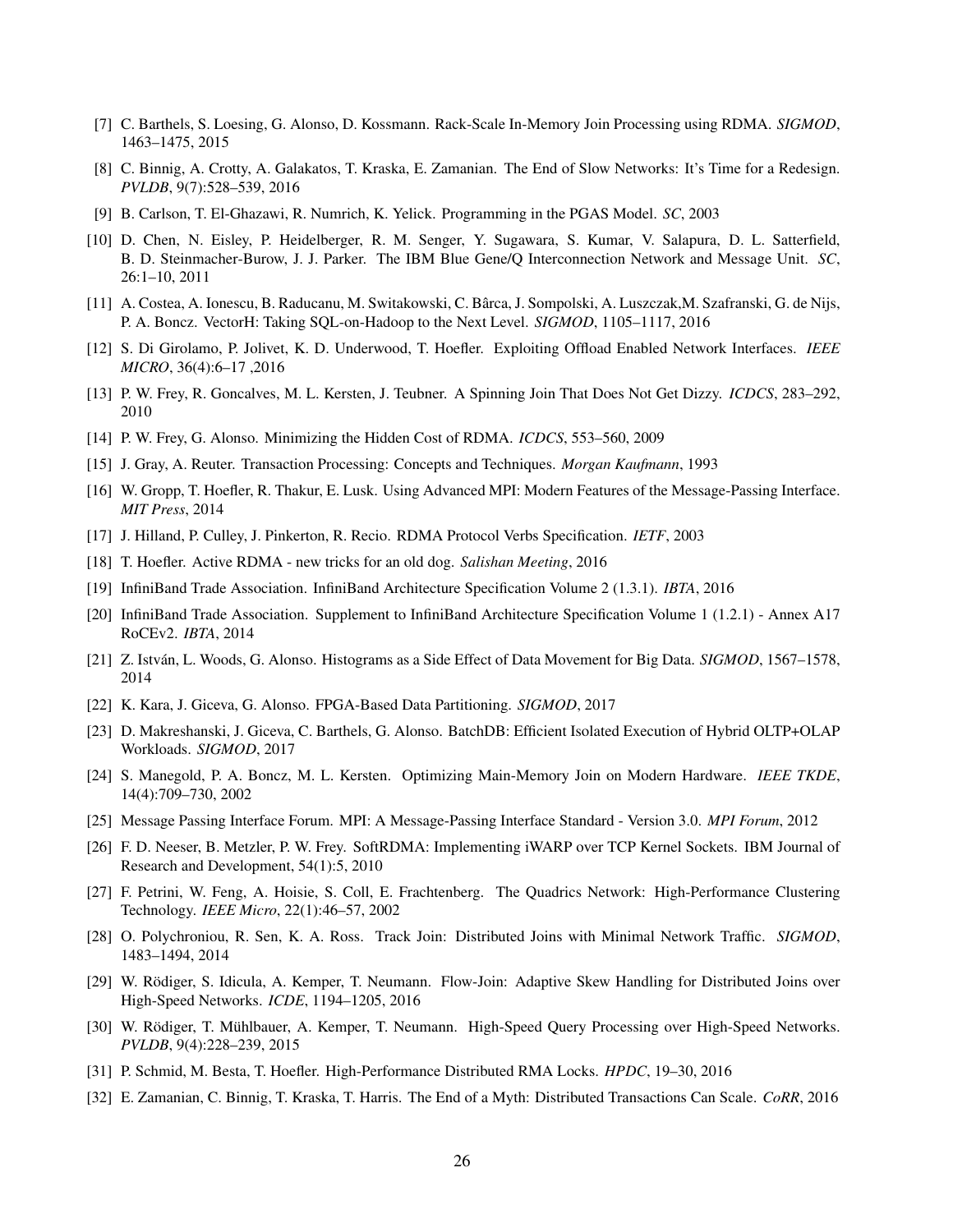[7] C. Barthels, S. Loesing, G. Alonso, D. Kossmann. Rack-Scale In-Memory Join Processing using RDMA. *SIGMOD*, 1463–1475, 2015

[8] C. Binnig, A. Crotty, A. Galakatos, T. Kraska, E. Zamanian. The End of Slow Networks: It's Time for a Redesign. *PVLDB*, 9(7):528–539, 2016

[9] B. Carlson, T. El-Ghazawi, R. Numrich, K. Yelick. Programming in the PGAS Model. *SC*, 2003

[10] D. Chen, N. Eisley, P. Heidelberger, R. M. Senger, Y. Sugawara, S. Kumar, V. Salapura, D. L. Satterfield, B. D. Steinmacher-Burow, J. J. Parker. The IBM Blue Gene/Q Interconnection Network and Message Unit. *SC*, 26:1–10, 2011

[11] A. Costea, A. Ionescu, B. Raducanu, M. Switakowski, C. Bârca, J. Sompolski, A. Luszczak,M. Szafranski, G. de Nijs, P. A. Boncz. VectorH: Taking SQL-on-Hadoop to the Next Level. *SIGMOD*, 1105–1117, 2016

[12] S. Di Girolamo, P. Jolivet, K. D. Underwood, T. Hoefler. Exploiting Offload Enabled Network Interfaces. *IEEE MICRO*, 36(4):6–17 ,2016

[13] P. W. Frey, R. Goncalves, M. L. Kersten, J. Teubner. A Spinning Join That Does Not Get Dizzy. *ICDCS*, 283–292, 2010

[14] P. W. Frey, G. Alonso. Minimizing the Hidden Cost of RDMA. *ICDCS*, 553–560, 2009

[15] J. Gray, A. Reuter. Transaction Processing: Concepts and Techniques. *Morgan Kaufmann*, 1993

[16] W. Gropp, T. Hoefler, R. Thakur, E. Lusk. Using Advanced MPI: Modern Features of the Message-Passing Interface. *MIT Press*, 2014

[17] J. Hilland, P. Culley, J. Pinkerton, R. Recio. RDMA Protocol Verbs Specification. *IETF*, 2003

[18] T. Hoefler. Active RDMA - new tricks for an old dog. *Salishan Meeting*, 2016

[19] InfiniBand Trade Association. InfiniBand Architecture Specification Volume 2 (1.3.1). *IBTA*, 2016

[20] InfiniBand Trade Association. Supplement to InfiniBand Architecture Specification Volume 1 (1.2.1) - Annex A17 RoCEv2. *IBTA*, 2014

[21] Z. István, L. Woods, G. Alonso. Histograms as a Side Effect of Data Movement for Big Data. *SIGMOD*, 1567–1578, 2014

[22] K. Kara, J. Giceva, G. Alonso. FPGA-Based Data Partitioning. *SIGMOD*, 2017

[23] D. Makreshanski, J. Giceva, C. Barthels, G. Alonso. BatchDB: Efficient Isolated Execution of Hybrid OLTP+OLAP Workloads. *SIGMOD*, 2017

[24] S. Manegold, P. A. Boncz, M. L. Kersten. Optimizing Main-Memory Join on Modern Hardware. *IEEE TKDE*, 14(4):709–730, 2002

[25] Message Passing Interface Forum. MPI: A Message-Passing Interface Standard - Version 3.0. *MPI Forum*, 2012

[26] F. D. Neeser, B. Metzler, P. W. Frey. SoftRDMA: Implementing iWARP over TCP Kernel Sockets. IBM Journal of Research and Development, 54(1):5, 2010

[27] F. Petrini, W. Feng, A. Hoisie, S. Coll, E. Frachtenberg. The Quadrics Network: High-Performance Clustering Technology. *IEEE Micro*, 22(1):46–57, 2002

[28] O. Polychroniou, R. Sen, K. A. Ross. Track Join: Distributed Joins with Minimal Network Traffic. *SIGMOD*, 1483–1494, 2014

[29] W. Rödiger, S. Idicula, A. Kemper, T. Neumann. Flow-Join: Adaptive Skew Handling for Distributed Joins over High-Speed Networks. *ICDE*, 1194–1205, 2016

[30] W. Rödiger, T. Mühlbauer, A. Kemper, T. Neumann. High-Speed Query Processing over High-Speed Networks. *PVLDB*, 9(4):228–239, 2015

[31] P. Schmid, M. Besta, T. Hoefler. High-Performance Distributed RMA Locks. *HPDC*, 19–30, 2016

[32] E. Zamanian, C. Binnig, T. Kraska, T. Harris. The End of a Myth: Distributed Transactions Can Scale. *CoRR*, 2016